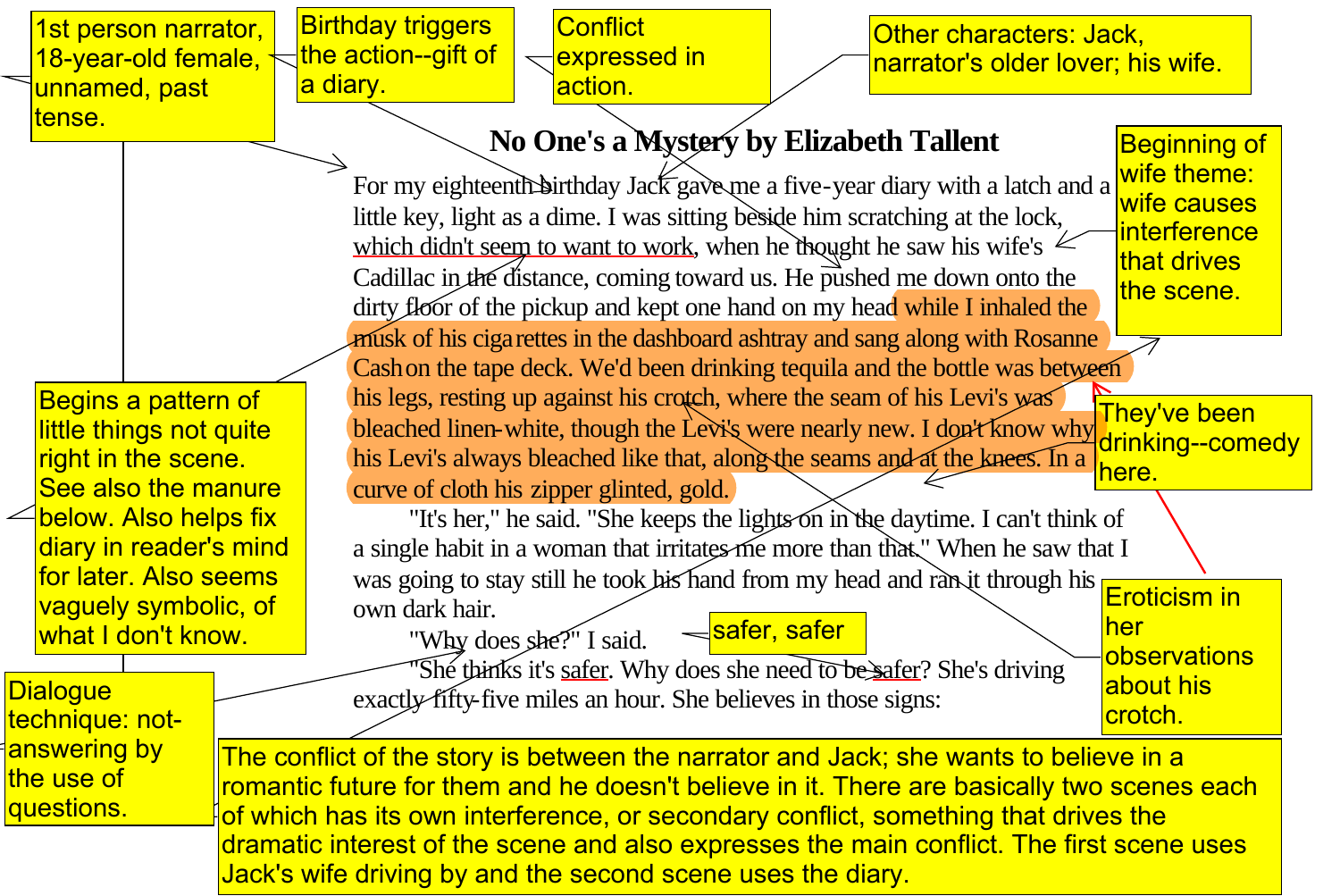# No One's a Mystery by Elizabeth Tallent

For my eighteenth birthday Jack gave me a five-year diary with a latch and a little key, light as a dime. I was sitting beside him scratching at the lock, which didn't seem to want to work, when he thought he saw his wife's Cadillac in the distance, coming toward us. He pushed me down onto the dirty floor of the pickup and kept one hand on my head while I inhaled the musk of his cigarettes in the dashboard ashtray and sang along with Rosanne Cash on the tape deck. We'd been drinking tequila and the bottle was between his legs, resting up against his crotch, where the seam of his Levi's was bleached linen-white, though the Levi's were nearly new. I don't know why his Levi's always bleached like that, along the seams and at the knees. In a curve of cloth his zipper glinted, gold.

"It's her," he said. "She keeps the lights on in the daytime. I can't think of a single habit in a woman that irritates me more than that." When he saw that I was going to stay still he took his hand from my head and ran it through his own dark hair.

"Why does she?" I said.

"She thinks it's safer. Why does she need to be safer? She's driving exactly fifty-five miles an hour. She believes in those signs:

---

**Annotations:**

- 1st person narrator, 18-year-old female, unnamed, past tense.
- Birthday triggers the action--gift of a diary.
- Conflict expressed in action.
- Other characters: Jack, narrator's older lover; his wife.
- Beginning of wife theme: wife causes interference that drives the scene.
- Begins a pattern of little things not quite right in the scene. See also the manure below. Also helps fix diary in reader's mind for later. Also seems vaguely symbolic, of what I don't know.
- They've been drinking--comedy here.
- Eroticism in her observations about his crotch.
- safer, safer
- Dialogue technique: not-answering by the use of questions.
- The conflict of the story is between the narrator and Jack; she wants to believe in a romantic future for them and he doesn't believe in it. There are basically two scenes each of which has its own interference, or secondary conflict, something that drives the dramatic interest of the scene and also expresses the main conflict. The first scene uses Jack's wife driving by and the second scene uses the diary.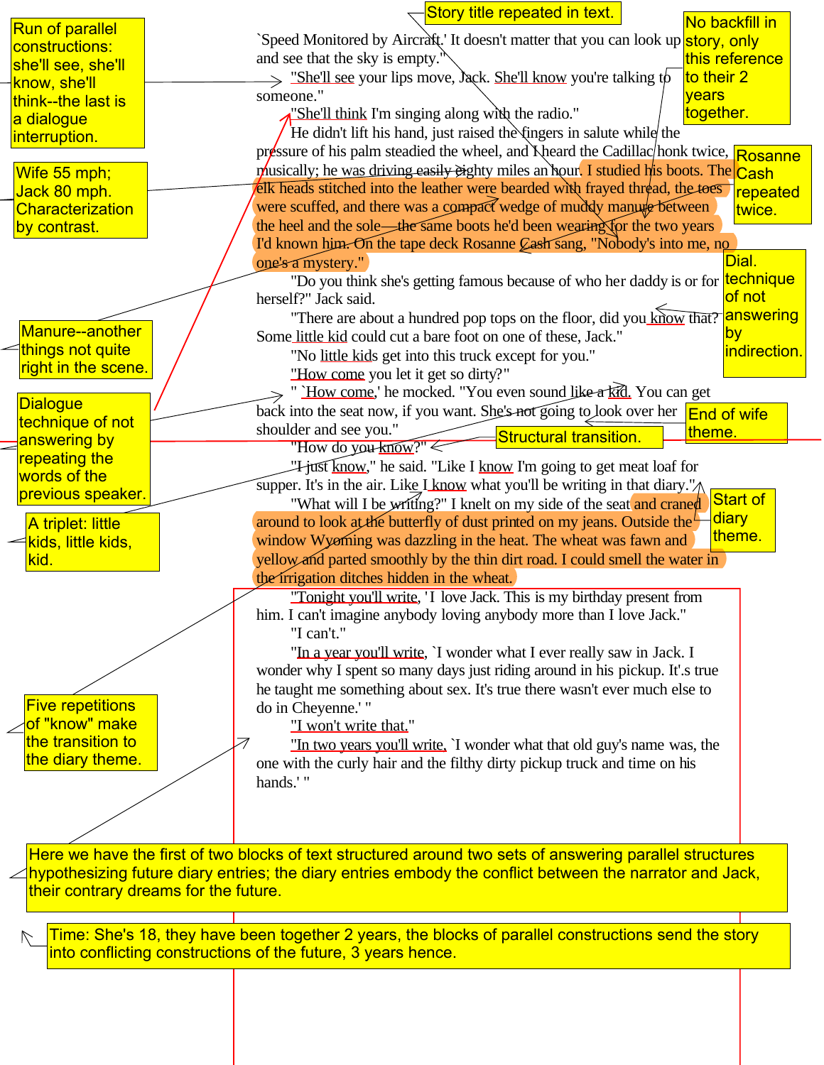`Speed Monitored by Aircraft.' It doesn't matter that you can look up and see that the sky is empty."

"She'll see your lips move, Jack. She'll know you're talking to someone."

"She'll think I'm singing along with the radio."

He didn't lift his hand, just raised the fingers in salute while the pressure of his palm steadied the wheel, and I heard the Cadillac honk twice, musically; he was driving easily eighty miles an hour. I studied his boots. The elk heads stitched into the leather were bearded with frayed thread, the toes were scuffed, and there was a compact wedge of muddy manure between the heel and the sole—the same boots he'd been wearing for the two years I'd known him. On the tape deck Rosanne Cash sang, "Nobody's into me, no one's a mystery."

"Do you think she's getting famous because of who her daddy is or for herself?" Jack said.

"There are about a hundred pop tops on the floor, did you know that? Some little kid could cut a bare foot on one of these, Jack."

"No little kids get into this truck except for you."

"How come you let it get so dirty?"

" `How come,' he mocked. "You even sound like a kid. You can get back into the seat now, if you want. She's not going to look over her shoulder and see you."

"How do you know?"

"I just know," he said. "Like I know I'm going to get meat loaf for supper. It's in the air. Like I know what you'll be writing in that diary."

"What will I be writing?" I knelt on my side of the seat and craned around to look at the butterfly of dust printed on my jeans. Outside the window Wyoming was dazzling in the heat. The wheat was fawn and yellow and parted smoothly by the thin dirt road. I could smell the water in the irrigation ditches hidden in the wheat.

"Tonight you'll write, 'I love Jack. This is my birthday present from him. I can't imagine anybody loving anybody more than I love Jack."

"I can't."

"In a year you'll write, `I wonder what I ever really saw in Jack. I wonder why I spent so many days just riding around in his pickup. It'.s true he taught me something about sex. It's true there wasn't ever much else to do in Cheyenne.' "

"I won't write that."

"In two years you'll write, `I wonder what that old guy's name was, the one with the curly hair and the filthy dirty pickup truck and time on his hands.' "

Story title repeated in text.

Run of parallel constructions: she'll see, she'll know, she'll think--the last is a dialogue interruption.

No backfill in story, only this reference to their 2 years together.

Wife 55 mph; Jack 80 mph. Characterization by contrast.

Rosanne Cash repeated twice.

Dial. technique of not answering by indirection.

Manure--another things not quite right in the scene.

Dialogue technique of not answering by repeating the words of the previous speaker.

End of wife theme.

Structural transition.

A triplet: little kids, little kids, kid.

Start of diary theme.

Five repetitions of "know" make the transition to the diary theme.

Here we have the first of two blocks of text structured around two sets of answering parallel structures hypothesizing future diary entries; the diary entries embody the conflict between the narrator and Jack, their contrary dreams for the future.

Time: She's 18, they have been together 2 years, the blocks of parallel constructions send the story into conflicting constructions of the future, 3 years hence.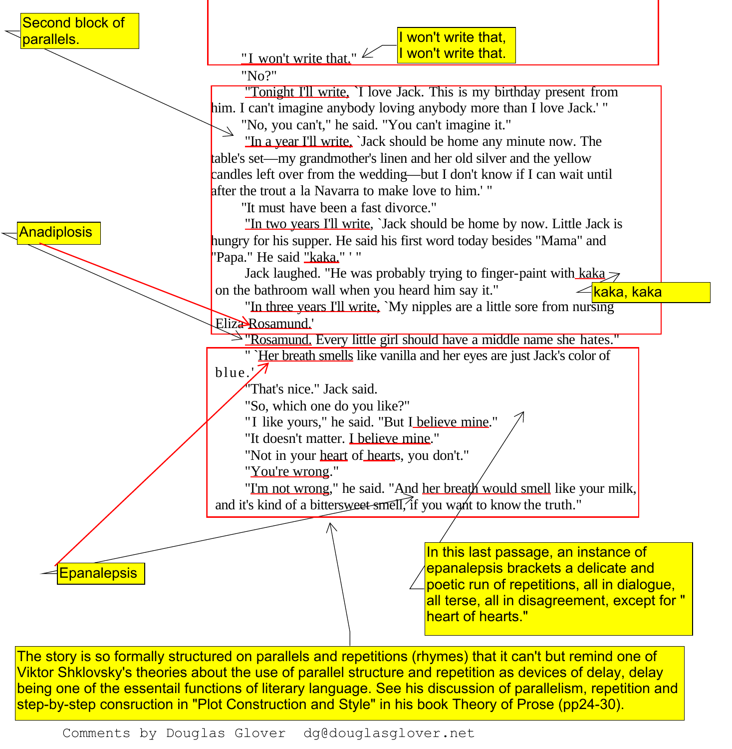"I won't write that."

"No?"

"Tonight I'll write, `I love Jack. This is my birthday present from him. I can't imagine anybody loving anybody more than I love Jack.' "

"No, you can't," he said. "You can't imagine it."

"In a year I'll write, `Jack should be home any minute now. The table's set—my grandmother's linen and her old silver and the yellow candles left over from the wedding—but I don't know if I can wait until after the trout a la Navarra to make love to him.' "

"It must have been a fast divorce."

"In two years I'll write, `Jack should be home by now. Little Jack is hungry for his supper. He said his first word today besides "Mama" and "Papa." He said "kaka." ' "

Jack laughed. "He was probably trying to finger-paint with kaka on the bathroom wall when you heard him say it."

"In three years I'll write, `My nipples are a little sore from nursing Eliza Rosamund.'

"Rosamund. Every little girl should have a middle name she hates."

" `Her breath smells like vanilla and her eyes are just Jack's color of blue.'

"That's nice." Jack said.

"So, which one do you like?"

"I like yours," he said. "But I believe mine."

"It doesn't matter. I believe mine."

"Not in your heart of hearts, you don't."

"You're wrong."

"I'm not wrong," he said. "And her breath would smell like your milk, and it's kind of a bittersweet smell, if you want to know the truth."

Second block of parallels.

I won't write that, I won't write that.

Anadiplosis

kaka, kaka

Epanalepsis

In this last passage, an instance of epanalepsis brackets a delicate and poetic run of repetitions, all in dialogue, all terse, all in disagreement, except for " heart of hearts."

The story is so formally structured on parallels and repetitions (rhymes) that it can't but remind one of Viktor Shklovsky's theories about the use of parallel structure and repetition as devices of delay, delay being one of the essentail functions of literary language. See his discussion of parallelism, repetition and step-by-step consruction in "Plot Construction and Style" in his book Theory of Prose (pp24-30).

Comments by Douglas Glover dg@douglasglover.net